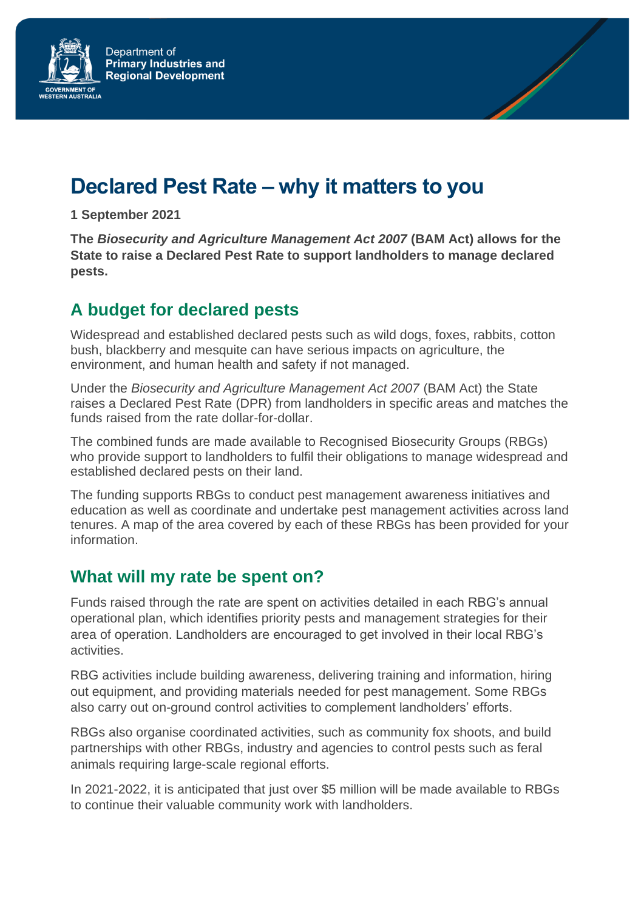Department of
**Primary Industries and Regional Development**

# Declared Pest Rate – why it matters to you

**1 September 2021**

**The *Biosecurity and Agriculture Management Act 2007* (BAM Act) allows for the State to raise a Declared Pest Rate to support landholders to manage declared pests.**

## A budget for declared pests

Widespread and established declared pests such as wild dogs, foxes, rabbits, cotton bush, blackberry and mesquite can have serious impacts on agriculture, the environment, and human health and safety if not managed.

Under the *Biosecurity and Agriculture Management Act 2007* (BAM Act) the State raises a Declared Pest Rate (DPR) from landholders in specific areas and matches the funds raised from the rate dollar-for-dollar.

The combined funds are made available to Recognised Biosecurity Groups (RBGs) who provide support to landholders to fulfil their obligations to manage widespread and established declared pests on their land.

The funding supports RBGs to conduct pest management awareness initiatives and education as well as coordinate and undertake pest management activities across land tenures. A map of the area covered by each of these RBGs has been provided for your information.

## What will my rate be spent on?

Funds raised through the rate are spent on activities detailed in each RBG's annual operational plan, which identifies priority pests and management strategies for their area of operation. Landholders are encouraged to get involved in their local RBG's activities.

RBG activities include building awareness, delivering training and information, hiring out equipment, and providing materials needed for pest management. Some RBGs also carry out on-ground control activities to complement landholders' efforts.

RBGs also organise coordinated activities, such as community fox shoots, and build partnerships with other RBGs, industry and agencies to control pests such as feral animals requiring large-scale regional efforts.

In 2021-2022, it is anticipated that just over $5 million will be made available to RBGs to continue their valuable community work with landholders.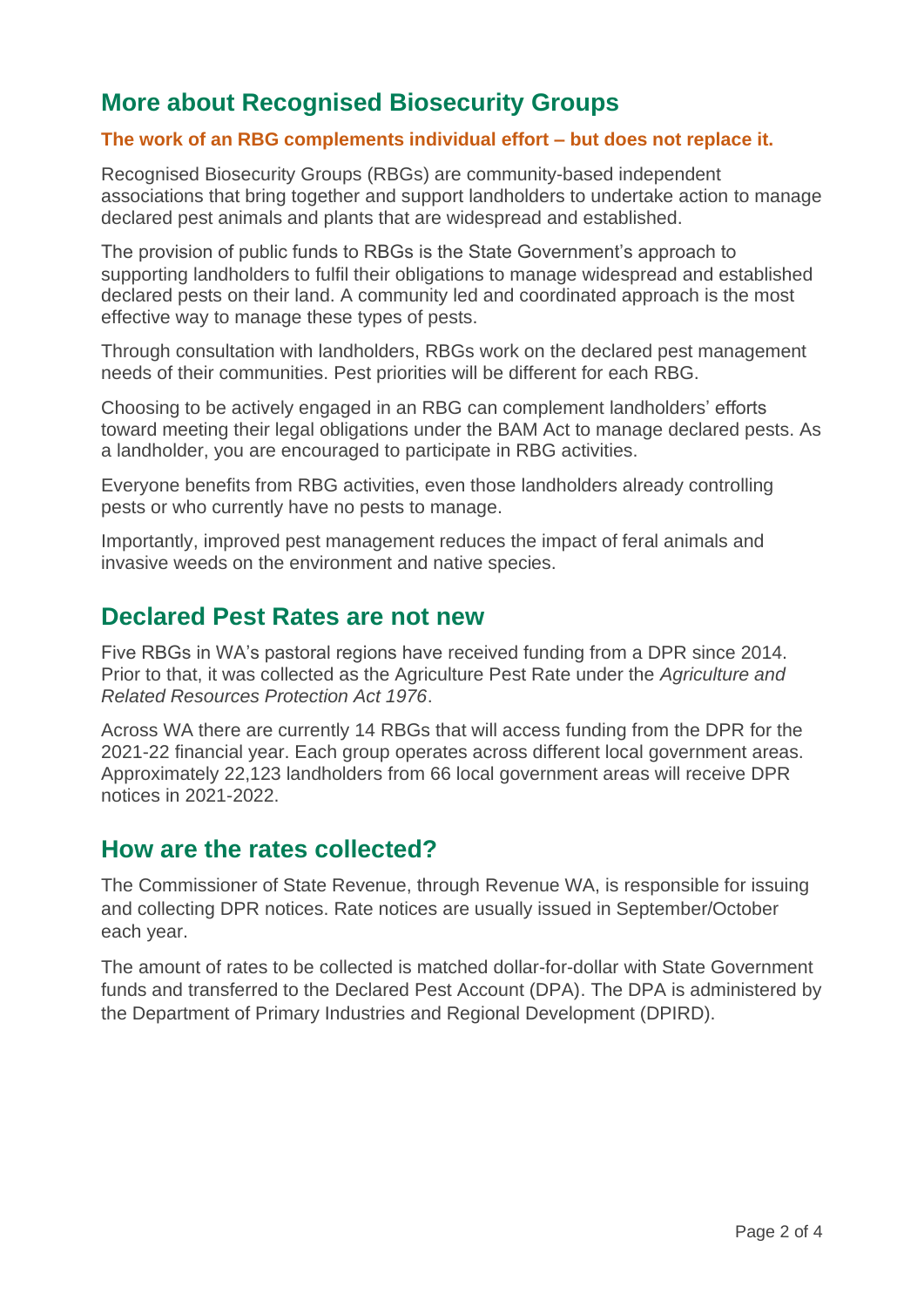## More about Recognised Biosecurity Groups

**The work of an RBG complements individual effort – but does not replace it.**

Recognised Biosecurity Groups (RBGs) are community-based independent associations that bring together and support landholders to undertake action to manage declared pest animals and plants that are widespread and established.

The provision of public funds to RBGs is the State Government's approach to supporting landholders to fulfil their obligations to manage widespread and established declared pests on their land. A community led and coordinated approach is the most effective way to manage these types of pests.

Through consultation with landholders, RBGs work on the declared pest management needs of their communities. Pest priorities will be different for each RBG.

Choosing to be actively engaged in an RBG can complement landholders' efforts toward meeting their legal obligations under the BAM Act to manage declared pests. As a landholder, you are encouraged to participate in RBG activities.

Everyone benefits from RBG activities, even those landholders already controlling pests or who currently have no pests to manage.

Importantly, improved pest management reduces the impact of feral animals and invasive weeds on the environment and native species.

## Declared Pest Rates are not new

Five RBGs in WA's pastoral regions have received funding from a DPR since 2014. Prior to that, it was collected as the Agriculture Pest Rate under the *Agriculture and Related Resources Protection Act 1976*.

Across WA there are currently 14 RBGs that will access funding from the DPR for the 2021-22 financial year. Each group operates across different local government areas. Approximately 22,123 landholders from 66 local government areas will receive DPR notices in 2021-2022.

## How are the rates collected?

The Commissioner of State Revenue, through Revenue WA, is responsible for issuing and collecting DPR notices. Rate notices are usually issued in September/October each year.

The amount of rates to be collected is matched dollar-for-dollar with State Government funds and transferred to the Declared Pest Account (DPA). The DPA is administered by the Department of Primary Industries and Regional Development (DPIRD).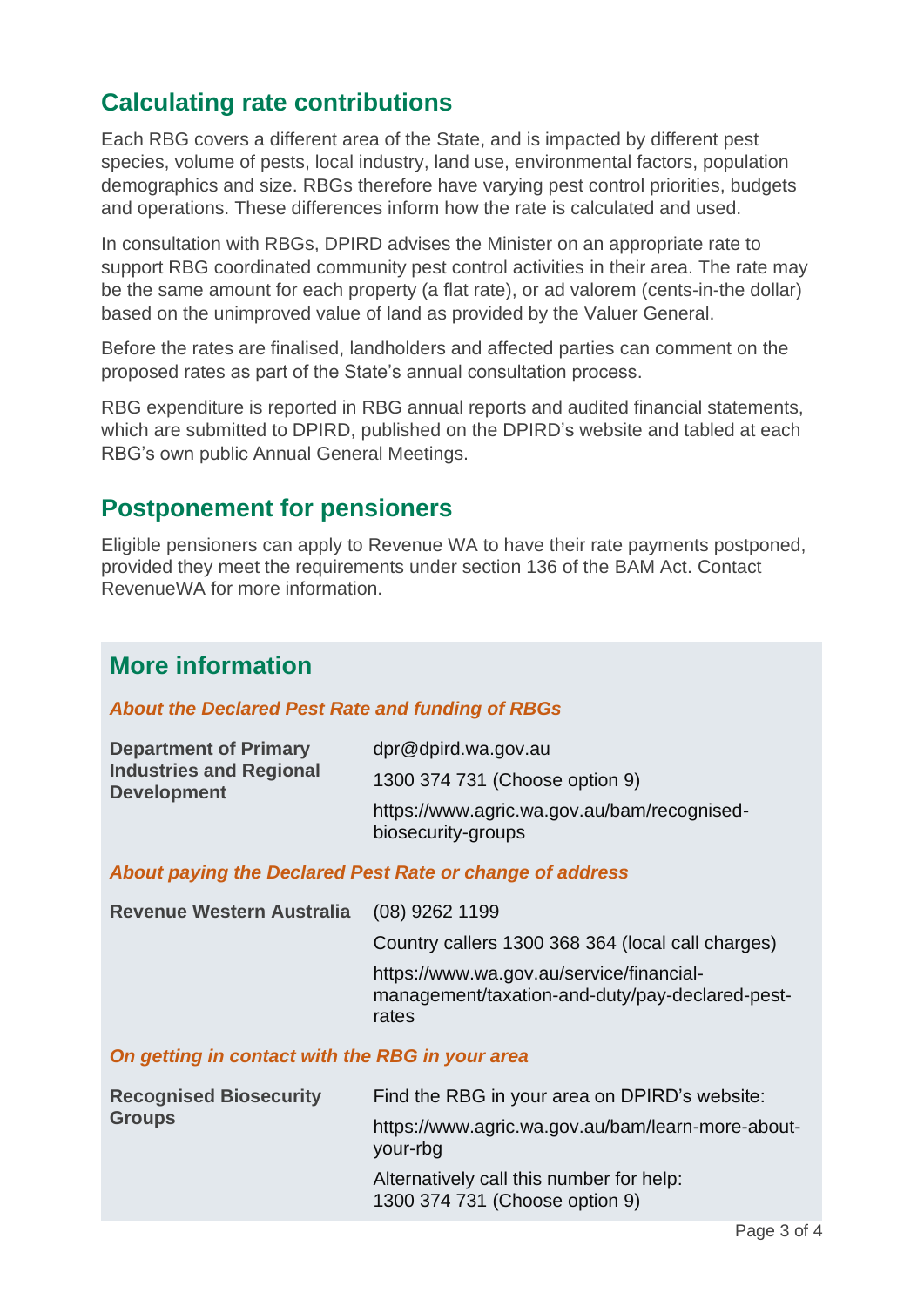## Calculating rate contributions

Each RBG covers a different area of the State, and is impacted by different pest species, volume of pests, local industry, land use, environmental factors, population demographics and size. RBGs therefore have varying pest control priorities, budgets and operations. These differences inform how the rate is calculated and used.

In consultation with RBGs, DPIRD advises the Minister on an appropriate rate to support RBG coordinated community pest control activities in their area. The rate may be the same amount for each property (a flat rate), or ad valorem (cents-in-the dollar) based on the unimproved value of land as provided by the Valuer General.

Before the rates are finalised, landholders and affected parties can comment on the proposed rates as part of the State's annual consultation process.

RBG expenditure is reported in RBG annual reports and audited financial statements, which are submitted to DPIRD, published on the DPIRD's website and tabled at each RBG's own public Annual General Meetings.

## Postponement for pensioners

Eligible pensioners can apply to Revenue WA to have their rate payments postponed, provided they meet the requirements under section 136 of the BAM Act. Contact RevenueWA for more information.

## More information

***About the Declared Pest Rate and funding of RBGs***

**Department of Primary Industries and Regional Development**

dpr@dpird.wa.gov.au

1300 374 731 (Choose option 9)

https://www.agric.wa.gov.au/bam/recognised-biosecurity-groups

***About paying the Declared Pest Rate or change of address***

**Revenue Western Australia**

(08) 9262 1199

Country callers 1300 368 364 (local call charges)

https://www.wa.gov.au/service/financial-management/taxation-and-duty/pay-declared-pest-rates

***On getting in contact with the RBG in your area***

**Recognised Biosecurity Groups**

Find the RBG in your area on DPIRD's website:

https://www.agric.wa.gov.au/bam/learn-more-about-your-rbg

Alternatively call this number for help:
1300 374 731 (Choose option 9)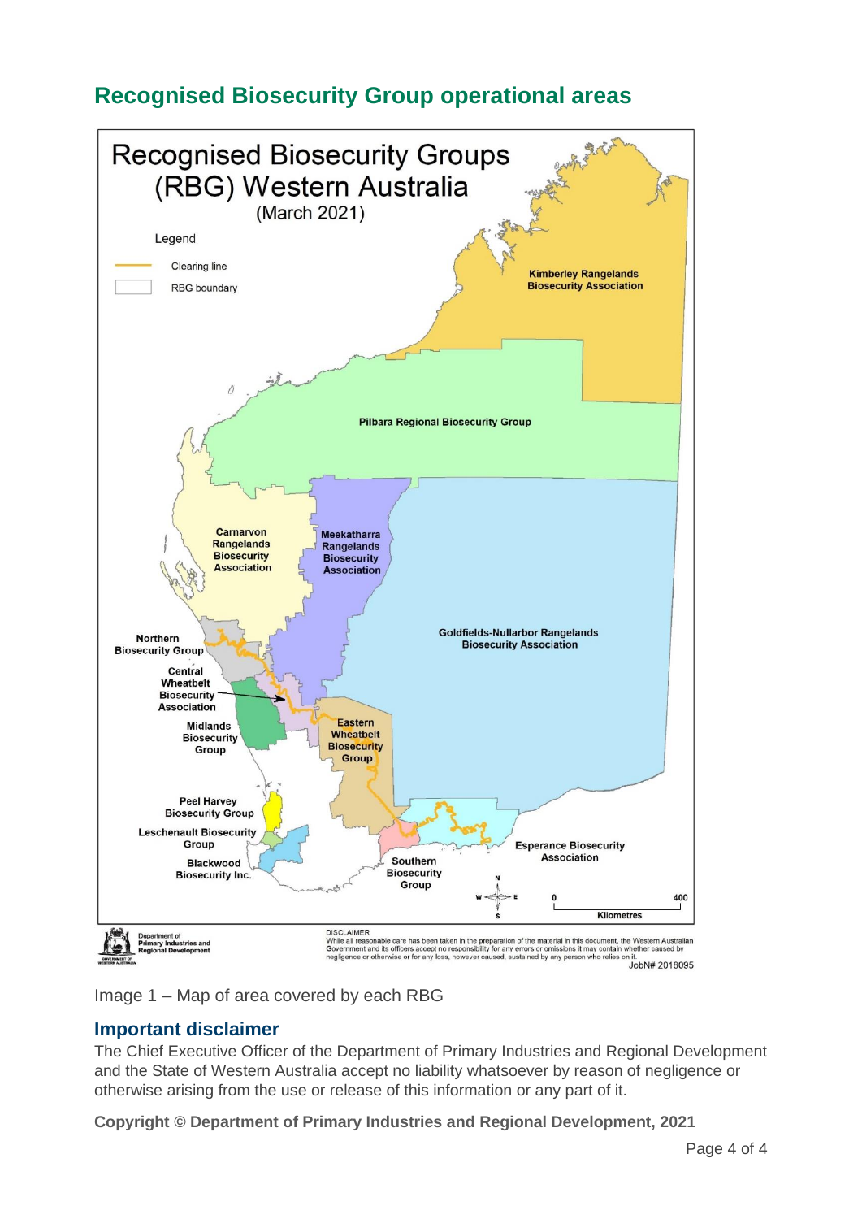## Recognised Biosecurity Group operational areas

Recognised Biosecurity Groups (RBG) Western Australia

(March 2021)

Legend

Clearing line

RBG boundary

Kimberley Rangelands Biosecurity Association

Pilbara Regional Biosecurity Group

Carnarvon Rangelands Biosecurity Association

Meekatharra Rangelands Biosecurity Association

Goldfields-Nullarbor Rangelands Biosecurity Association

Northern Biosecurity Group

Central Wheatbelt Biosecurity Association

Midlands Biosecurity Group

Eastern Wheatbelt Biosecurity Group

Peel Harvey Biosecurity Group

Leschenault Biosecurity Group

Blackwood Biosecurity Inc.

Southern Biosecurity Group

Esperance Biosecurity Association

N

W E

S

0 400

Kilometres

Department of Primary Industries and Regional Development

DISCLAIMER
While all reasonable care has been taken in the preparation of the material in this document, the Western Australian Government and its officers accept no responsibility for any errors or omissions it may contain whether caused by negligence or otherwise or for any loss, however caused, sustained by any person who relies on it.

JobN# 2018095

Image 1 – Map of area covered by each RBG

## Important disclaimer

The Chief Executive Officer of the Department of Primary Industries and Regional Development and the State of Western Australia accept no liability whatsoever by reason of negligence or otherwise arising from the use or release of this information or any part of it.

**Copyright © Department of Primary Industries and Regional Development, 2021**